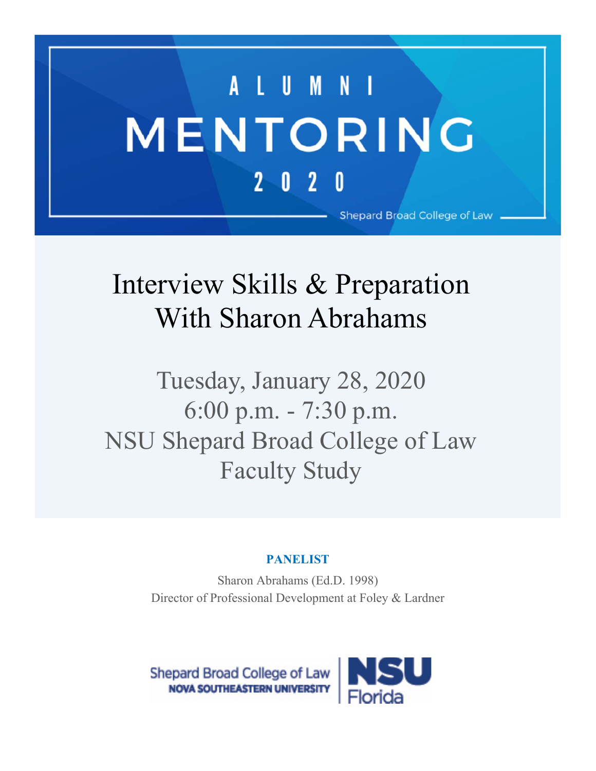ALUMNI

# MENTORING

2020

Shepard Broad College of Law

# Interview Skills & Preparation With Sharon Abrahams

## Tuesday, January 28, 2020
## 6:00 p.m. - 7:30 p.m.
## NSU Shepard Broad College of Law Faculty Study

**PANELIST**

Sharon Abrahams (Ed.D. 1998)
Director of Professional Development at Foley & Lardner

Shepard Broad College of Law
NOVA SOUTHEASTERN UNIVERSITY

NSU Florida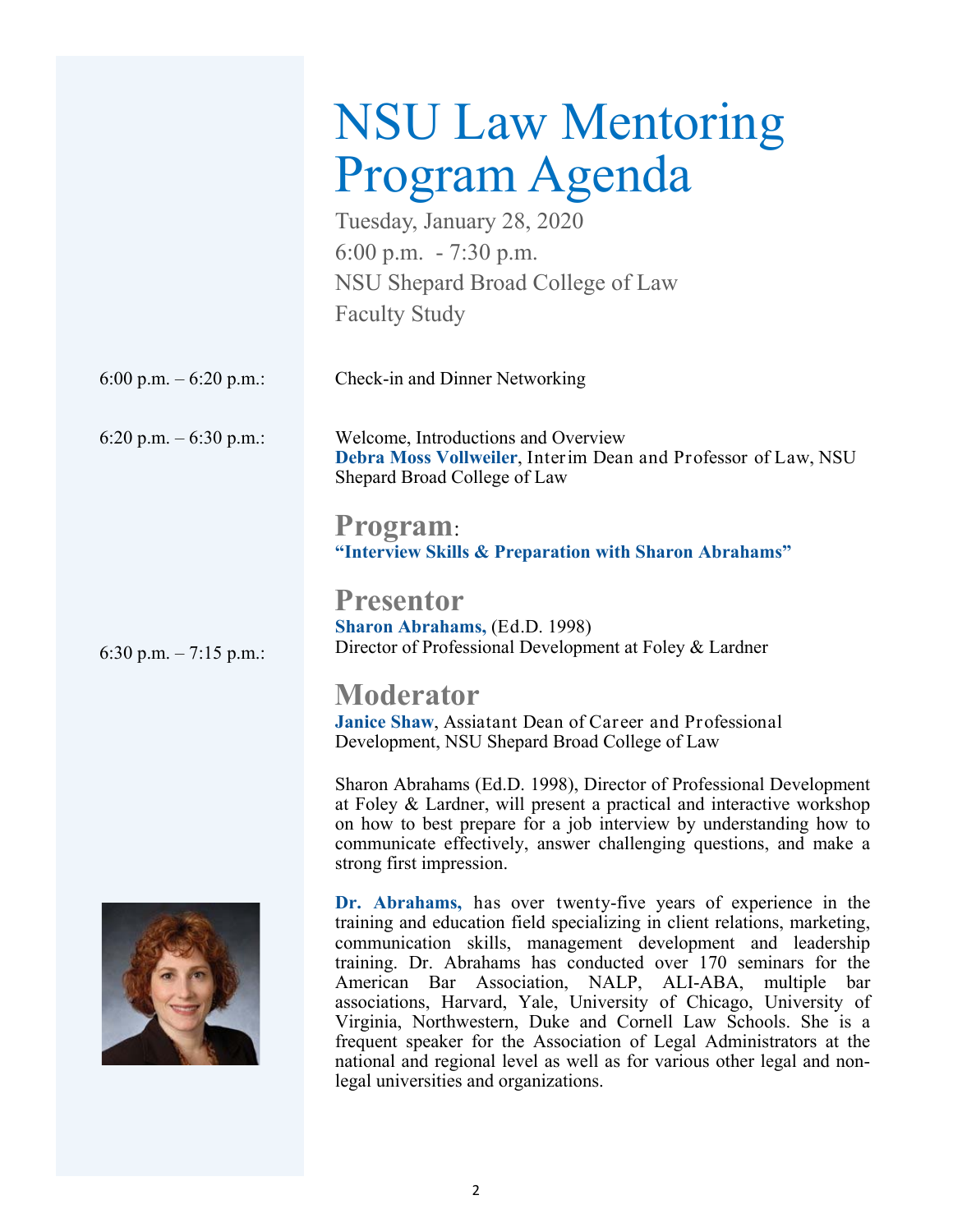# NSU Law Mentoring Program Agenda

Tuesday, January 28, 2020

6:00 p.m. - 7:30 p.m.

NSU Shepard Broad College of Law

Faculty Study

6:00 p.m. – 6:20 p.m.: Check-in and Dinner Networking

6:20 p.m. – 6:30 p.m.: Welcome, Introductions and Overview
**Debra Moss Vollweiler**, Interim Dean and Professor of Law, NSU Shepard Broad College of Law

6:30 p.m. – 7:15 p.m.:

## Program:

**"Interview Skills & Preparation with Sharon Abrahams"**

## Presentor

**Sharon Abrahams,** (Ed.D. 1998)
Director of Professional Development at Foley & Lardner

## Moderator

**Janice Shaw**, Assiatant Dean of Career and Professional Development, NSU Shepard Broad College of Law

Sharon Abrahams (Ed.D. 1998), Director of Professional Development at Foley & Lardner, will present a practical and interactive workshop on how to best prepare for a job interview by understanding how to communicate effectively, answer challenging questions, and make a strong first impression.

**Dr. Abrahams,** has over twenty-five years of experience in the training and education field specializing in client relations, marketing, communication skills, management development and leadership training. Dr. Abrahams has conducted over 170 seminars for the American Bar Association, NALP, ALI-ABA, multiple bar associations, Harvard, Yale, University of Chicago, University of Virginia, Northwestern, Duke and Cornell Law Schools. She is a frequent speaker for the Association of Legal Administrators at the national and regional level as well as for various other legal and non-legal universities and organizations.